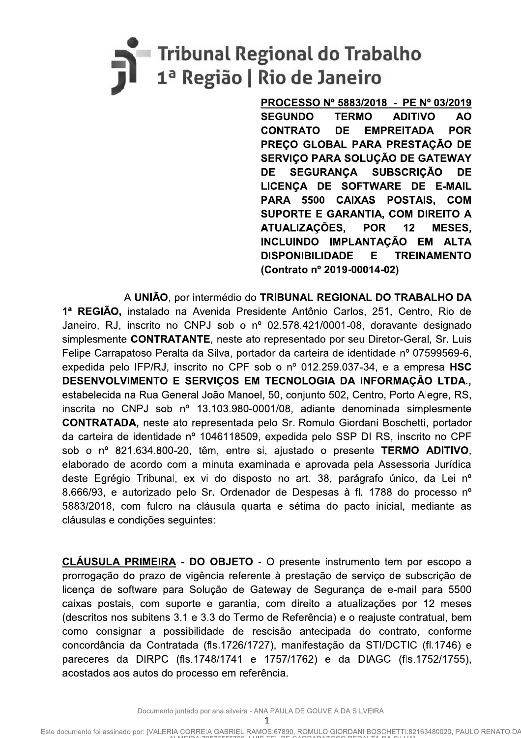Tribunal Regional do Trabalho
1ª Região | Rio de Janeiro

**PROCESSO Nº 5883/2018 - PE Nº 03/2019**
**SEGUNDO TERMO ADITIVO AO CONTRATO DE EMPREITADA POR PREÇO GLOBAL PARA PRESTAÇÃO DE SERVIÇO PARA SOLUÇÃO DE GATEWAY DE SEGURANÇA SUBSCRIÇÃO DE LICENÇA DE SOFTWARE DE E-MAIL PARA 5500 CAIXAS POSTAIS, COM SUPORTE E GARANTIA, COM DIREITO A ATUALIZAÇÕES, POR 12 MESES, INCLUINDO IMPLANTAÇÃO EM ALTA DISPONIBILIDADE E TREINAMENTO (Contrato nº 2019-00014-02)**

A **UNIÃO**, por intermédio do **TRIBUNAL REGIONAL DO TRABALHO DA 1ª REGIÃO,** instalado na Avenida Presidente Antônio Carlos, 251, Centro, Rio de Janeiro, RJ, inscrito no CNPJ sob o nº 02.578.421/0001-08, doravante designado simplesmente **CONTRATANTE**, neste ato representado por seu Diretor-Geral, Sr. Luis Felipe Carrapatoso Peralta da Silva, portador da carteira de identidade nº 07599569-6, expedida pelo IFP/RJ, inscrito no CPF sob o nº 012.259.037-34, e a empresa **HSC DESENVOLVIMENTO E SERVIÇOS EM TECNOLOGIA DA INFORMAÇÃO LTDA.**, estabelecida na Rua General João Manoel, 50, conjunto 502, Centro, Porto Alegre, RS, inscrita no CNPJ sob nº 13.103.980-0001/08, adiante denominada simplesmente **CONTRATADA,** neste ato representada pelo Sr. Romulo Giordani Boschetti, portador da carteira de identidade nº 1046118509, expedida pelo SSP DI RS, inscrito no CPF sob o nº 821.634.800-20, têm, entre si, ajustado o presente **TERMO ADITIVO**, elaborado de acordo com a minuta examinada e aprovada pela Assessoria Jurídica deste Egrégio Tribunal, ex vi do disposto no art. 38, parágrafo único, da Lei nº 8.666/93, e autorizado pelo Sr. Ordenador de Despesas à fl. 1788 do processo nº 5883/2018, com fulcro na cláusula quarta e sétima do pacto inicial, mediante as cláusulas e condições seguintes:

**CLÁUSULA PRIMEIRA - DO OBJETO** - O presente instrumento tem por escopo a prorrogação do prazo de vigência referente à prestação de serviço de subscrição de licença de software para Solução de Gateway de Segurança de e-mail para 5500 caixas postais, com suporte e garantia, com direito a atualizações por 12 meses (descritos nos subitens 3.1 e 3.3 do Termo de Referência) e o reajuste contratual, bem como consignar a possibilidade de rescisão antecipada do contrato, conforme concordância da Contratada (fls.1726/1727), manifestação da STI/DCTIC (fl.1746) e pareceres da DIRPC (fls.1748/1741 e 1757/1762) e da DIAGC (fls.1752/1755), acostados aos autos do processo em referência.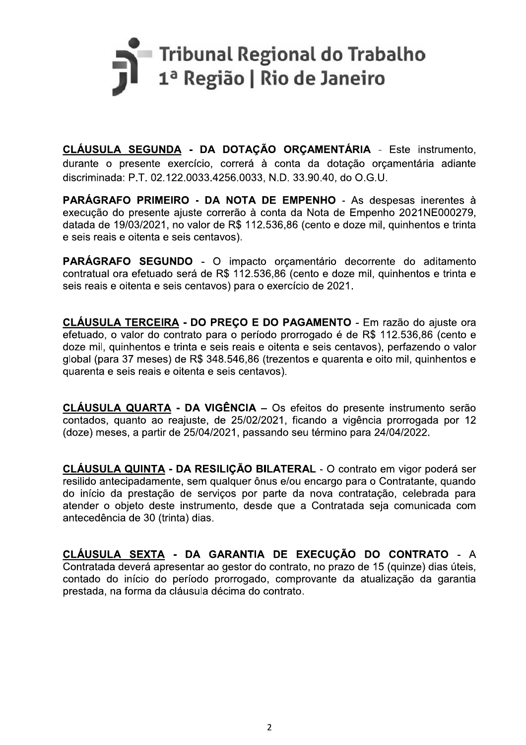**CLÁUSULA SEGUNDA - DA DOTAÇÃO ORÇAMENTÁRIA** - Este instrumento, durante o presente exercício, correrá à conta da dotação orçamentária adiante discriminada: P.T. 02.122.0033.4256.0033, N.D. 33.90.40, do O.G.U.

**PARÁGRAFO PRIMEIRO - DA NOTA DE EMPENHO** - As despesas inerentes à execução do presente ajuste correrão à conta da Nota de Empenho 2021NE000279, datada de 19/03/2021, no valor de R$ 112.536,86 (cento e doze mil, quinhentos e trinta e seis reais e oitenta e seis centavos).

**PARÁGRAFO SEGUNDO** - O impacto orçamentário decorrente do aditamento contratual ora efetuado será de R$ 112.536,86 (cento e doze mil, quinhentos e trinta e seis reais e oitenta e seis centavos) para o exercício de 2021.

**CLÁUSULA TERCEIRA - DO PREÇO E DO PAGAMENTO** - Em razão do ajuste ora efetuado, o valor do contrato para o período prorrogado é de R$ 112.536,86 (cento e doze mil, quinhentos e trinta e seis reais e oitenta e seis centavos), perfazendo o valor global (para 37 meses) de R$ 348.546,86 (trezentos e quarenta e oito mil, quinhentos e quarenta e seis reais e oitenta e seis centavos).

**CLÁUSULA QUARTA - DA VIGÊNCIA** – Os efeitos do presente instrumento serão contados, quanto ao reajuste, de 25/02/2021, ficando a vigência prorrogada por 12 (doze) meses, a partir de 25/04/2021, passando seu término para 24/04/2022.

**CLÁUSULA QUINTA - DA RESILIÇÃO BILATERAL** - O contrato em vigor poderá ser resilido antecipadamente, sem qualquer ônus e/ou encargo para o Contratante, quando do início da prestação de serviços por parte da nova contratação, celebrada para atender o objeto deste instrumento, desde que a Contratada seja comunicada com antecedência de 30 (trinta) dias.

**CLÁUSULA SEXTA - DA GARANTIA DE EXECUÇÃO DO CONTRATO** - A Contratada deverá apresentar ao gestor do contrato, no prazo de 15 (quinze) dias úteis, contado do início do período prorrogado, comprovante da atualização da garantia prestada, na forma da cláusula décima do contrato.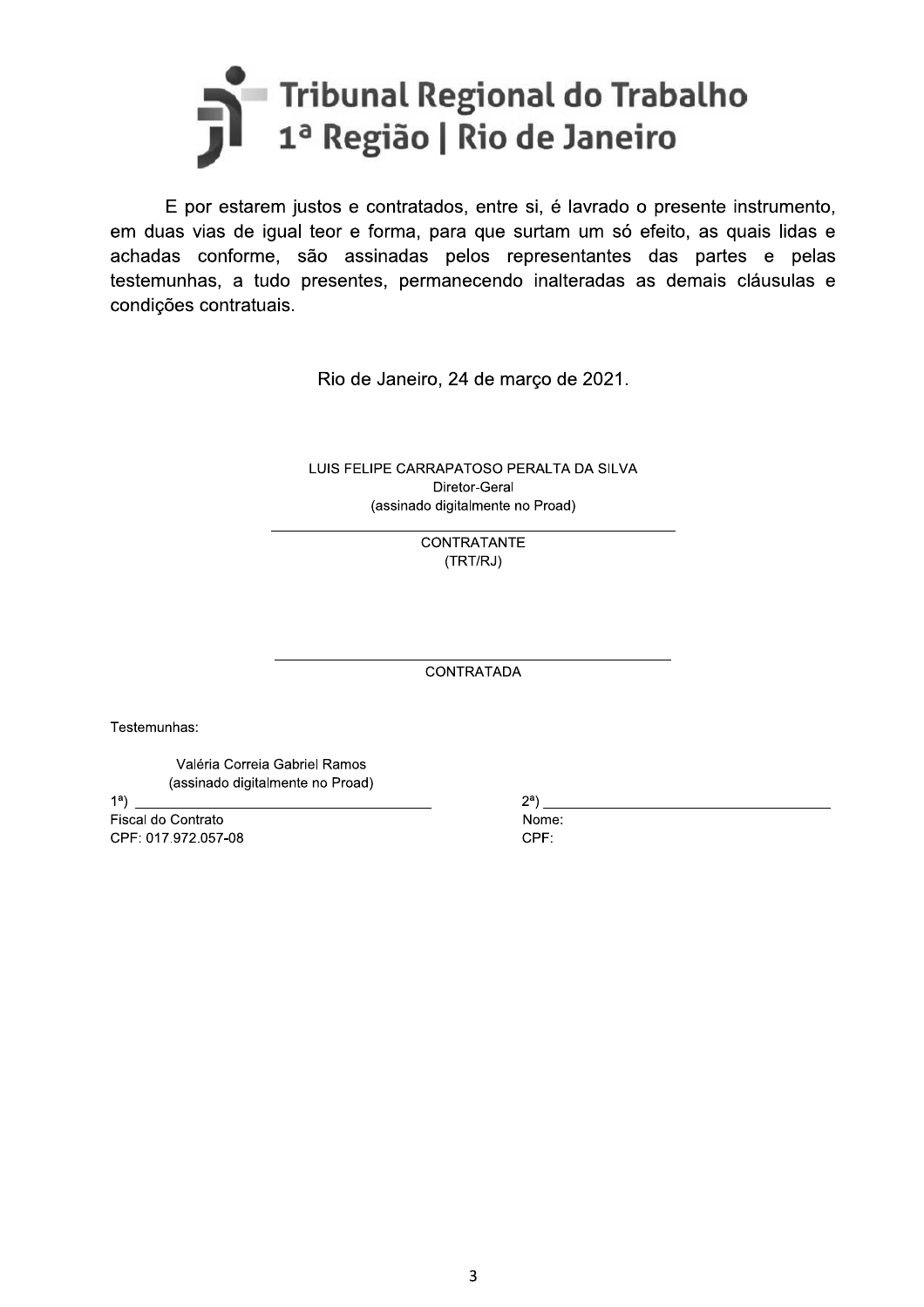E por estarem justos e contratados, entre si, é lavrado o presente instrumento, em duas vias de igual teor e forma, para que surtam um só efeito, as quais lidas e achadas conforme, são assinadas pelos representantes das partes e pelas testemunhas, a tudo presentes, permanecendo inalteradas as demais cláusulas e condições contratuais.

Rio de Janeiro, 24 de março de 2021.

LUIS FELIPE CARRAPATOSO PERALTA DA SILVA
Diretor-Geral
(assinado digitalmente no Proad)

\_\_\_\_\_\_\_\_\_\_\_\_\_\_\_\_\_\_\_\_\_\_\_\_\_\_\_\_\_\_\_\_\_\_\_\_\_\_\_\_

CONTRATANTE
(TRT/RJ)

\_\_\_\_\_\_\_\_\_\_\_\_\_\_\_\_\_\_\_\_\_\_\_\_\_\_\_\_\_\_\_\_\_\_\_\_\_\_\_\_

CONTRATADA

Testemunhas:

Valéria Correia Gabriel Ramos
(assinado digitalmente no Proad)

1ª) \_\_\_\_\_\_\_\_\_\_\_\_\_\_\_\_\_\_\_\_\_\_\_\_\_\_\_\_\_\_\_\_
Fiscal do Contrato
CPF: 017.972.057-08

2ª) \_\_\_\_\_\_\_\_\_\_\_\_\_\_\_\_\_\_\_\_\_\_\_\_\_\_\_\_\_\_\_\_
Nome:
CPF: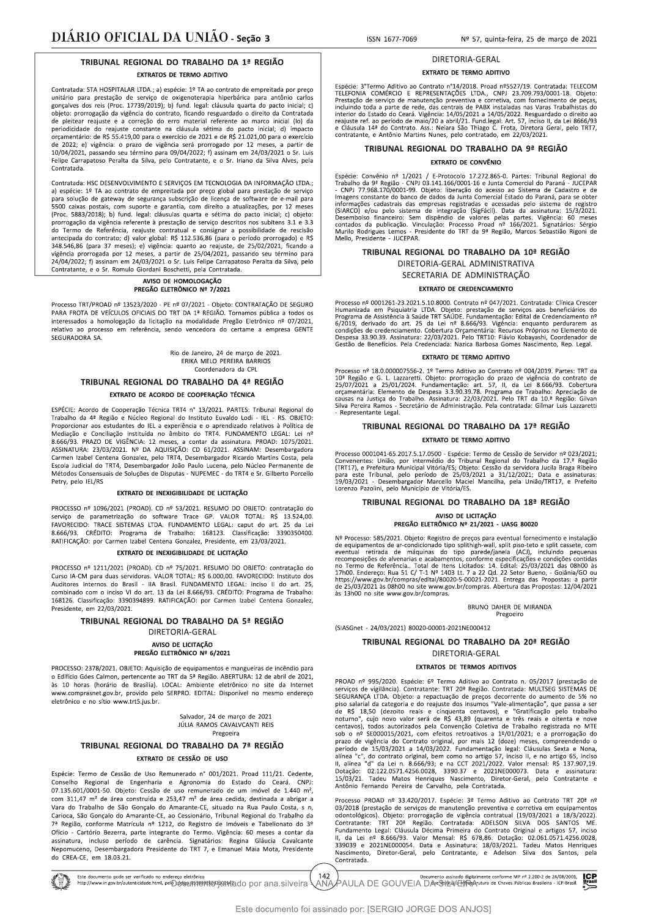## TRIBUNAL REGIONAL DO TRABALHO DA 1ª REGIÃO

### EXTRATOS DE TERMO ADITIVO

Contratada: STA HOSPITALAR LTDA.; a) espécie: 1º TA ao contrato de empreitada por preço unitário para prestação de serviço de oxigenoterapia hiperbárica para antônio carlos gonçalves dos reis (Proc. 17739/2019); b) fund. legal: cláusula quarta do pacto inicial; c) objeto: prorrogação da vigência do contrato, ficando resguardado o direito da Contratada de pleitear reajuste e a correção do erro material referente ao marco inicial (lo) da periodicidade do reajuste constante na cláusula sétima do pacto inicial; d) impacto orçamentário: de R$ 55.419,00 para o exercício de 2021 e de R$ 21.021,00 para o exercício de 2022; e) vigência: o prazo de vigência será prorrogado por 12 meses, a partir de 10/04/2021, passando seu término para 09/04/2022; f) assinam em 24/03/2021 o Sr. Luis Felipe Carrapatoso Peralta da Silva, pelo Contratante, e o Sr. Iriano da Silva Alves, pela Contratada.

Contratada: HSC DESENVOLVIMENTO E SERVIÇOS EM TECNOLOGIA DA INFORMAÇÃO LTDA.; a) espécie: 1º TA ao contrato de empreitada por preço global para prestação de serviço para solução de gateway de segurança subscrição de licença de software de e-mail para 5500 caixas postais, com suporte e garantia, com direito a atualizações, por 12 meses (Proc. 5883/2018); b) fund. legal: cláusulas quarta e sétima do pacto inicial; c) objeto: prorrogação da vigência referente à prestação de serviço descritos nos subitens 3.1 e 3.3 do Termo de Referência, reajuste contratual e consignar a possibilidade de rescisão antecipada do contrato; d) valor global: R$ 112.536,86 (para o período prorrogado) e R$ 348.546,86 (para 37 meses); e) vigência: quanto ao reajuste, de 25/02/2021, ficando a vigência prorrogada por 12 meses, a partir de 25/04/2021, passando seu término para 24/04/2022; f) assinam em 24/03/2021 o Sr. Luis Felipe Carrapatoso Peralta da Silva, pelo Contratante, e o Sr. Romulo Giordani Boschetti, pela Contratada.

### AVISO DE HOMOLOGAÇÃO
### PREGÃO ELETRÔNICO Nº 7/2021

Processo TRT/PROAD nº 13523/2020 - PE nº 07/2021 - Objeto: CONTRATAÇÃO DE SEGURO PARA FROTA DE VEÍCULOS OFICIAIS DO TRT DA 1ª REGIÃO. Tornamos pública a todos os interessados a homologação da licitação na modalidade Pregão Eletrônico nº 07/2021, relativo ao processo em referência, sendo vencedora do certame a empresa GENTE SEGURADORA SA.

Rio de Janeiro, 24 de março de 2021.
ERIKA MELO PEREIRA BARRIOS
Coordenadora da CPL

## TRIBUNAL REGIONAL DO TRABALHO DA 4ª REGIÃO

### EXTRATO DE ACORDO DE COOPERAÇÃO TÉCNICA

ESPÉCIE: Acordo de Cooperação Técnica TRT4 n° 13/2021. PARTES: Tribunal Regional do Trabalho da 4ª Região e Núcleo Regional do Instituto Euvaldo Lodi - IEL - RS. OBJETO: Proporcionar aos estudantes do IEL a experiência e o aprendizado relativos à Política de Mediação e Conciliação instituída no âmbito do TRT4. FUNDAMENTO LEGAL: Lei nº 8.666/93. PRAZO DE VIGÊNCIA: 12 meses, a contar da assinatura. PROAD: 1075/2021. ASSINATURA: 23/03/2021. Nº DA AQUISIÇÃO: CD 61/2021. ASSINAM: Desembargadora Carmen Izabel Centena Gonzalez, pelo TRT4, Desembargador Ricardo Martins Costa, pela Escola Judicial do TRT4, Desembargador João Paulo Lucena, pelo Núcleo Permanente de Métodos Consensuais de Soluções de Disputas - NUPEMEC - do TRT4 e Sr. Gilberto Porcello Petry, pelo IEL/RS

### EXTRATO DE INEXIGIBILIDADE DE LICITAÇÃO

PROCESSO nº 1096/2021 (PROAD). CD nº 53/2021. RESUMO DO OBJETO: contratação do serviço de parametrização do software Trace GP. VALOR TOTAL: R$ 13.524,00. FAVORECIDO: TRACE SISTEMAS LTDA. FUNDAMENTO LEGAL: caput do art. 25 da Lei 8.666/93. CRÉDITO: Programa de Trabalho: 168123. Classificação: 3390350400. RATIFICAÇÃO: por Carmen Izabel Centena Gonzalez, Presidente, em 23/03/2021.

### EXTRATO DE INEXIGIBILIDADE DE LICITAÇÃO

PROCESSO nº 1211/2021 (PROAD). CD nº 75/2021. RESUMO DO OBJETO: contratação do Curso IA-CM para duas servidoras. VALOR TOTAL: R$ 6.000,00. FAVORECIDO: Instituto dos Auditores Internos do Brasil - IIA Brasil. FUNDAMENTO LEGAL: inciso II do art. 25, combinado com o inciso VI do art. 13 da Lei 8.666/93. CRÉDITO: Programa de Trabalho: 168126. Classificação: 3390394899. RATIFICAÇÃO: por Carmen Izabel Centena Gonzalez, Presidente, em 22/03/2021.

## TRIBUNAL REGIONAL DO TRABALHO DA 5ª REGIÃO

### DIRETORIA-GERAL

### AVISO DE LICITAÇÃO
### PREGÃO ELETRÔNICO Nº 6/2021

PROCESSO: 2378/2021. OBJETO: Aquisição de equipamentos e mangueiras de incêndio para o Edifício Góes Calmon, pertencente ao TRT da 5ª Região. ABERTURA: 12 de abril de 2021, às 10 horas (horário de Brasília). LOCAL: Ambiente eletrônico no site da Internet www.comprasnet.gov.br, provido pelo SERPRO. EDITAL: Disponível no mesmo endereço eletrônico e no sítio www.trt5.jus.br.

Salvador, 24 de março de 2021
JÚLIA RAMOS CAVALVCANTI REIS
Pregoeira

## TRIBUNAL REGIONAL DO TRABALHO DA 7ª REGIÃO

### EXTRATO DE CESSÃO DE USO

Espécie: Termo de Cessão de Uso Remunerado n° 001/2021. Proad 111/21. Cedente, Conselho Regional de Engenharia e Agronomia do Estado do Ceará. CNPJ: 07.135.601/0001-50. Objeto: Cessão de uso remunerado de um imóvel de 1.440 m², com 311,47 m² de área construída e 253,47 m² de área cedida, destinada a abrigar a Vara do Trabalho de São Gonçalo do Amarante-CE, situado na Rua Paulo Costa, s n, Carioca, São Gonçalo do Amarante-CE, ao Cessionário, Tribunal Regional do Trabalho da 7ª Região, conforme Matrícula nº 1212, do Registro de Imóveis e Tabelionato do 3º Ofício - Cartório Bezerra, parte integrante do Termo. Vigência: 60 meses a contar da assinatura, incluso período de carência. Signatários: Regina Gláucia Cavalcante Nepomuceno, Desembargadora Presidente do TRT 7, e Emanuel Maia Mota, Presidente do CREA-CE, em 18.03.21.

### DIRETORIA-GERAL

### EXTRATO DE TERMO ADITIVO

Espécie: 3°Termo Aditivo ao Contrato n°14/2018. Proad nº5527/19. Contratada: TELECOM TELEFONIA COMÉRCIO E REPRESENTAÇÕES LTDA., CNPJ 23.709.793/0001-18. Objeto: Prestação de serviço de manutenção preventiva e corretiva, com fornecimento de peças, incluindo toda a parte de rede, das centrais de PABX instaladas nas Varas Trabalhistas do interior do Estado do Ceará. Vigência: 14/05/2021 a 14/05/2022. Resguardado o direito ao reajuste ref. ao período de maio/20 a abril/21. Fund.legal: Art. 57, inciso II, da Lei 8666/93 e Cláusula 14ª do Contrato. Ass.: Neiara São Thiago C. Frota, Diretora Geral, pelo TRT7, contratante, e Antônio Martins Nunes, pelo contratado, em 22/03/2021.

## TRIBUNAL REGIONAL DO TRABALHO DA 9ª REGIÃO

### EXTRATO DE CONVÊNIO

Espécie: Convênio nº 1/2021 / E-Protocolo 17.272.865-0. Partes: Tribunal Regional do Trabalho da 9ª Região - CNPJ 03.141.166/0001-16 e Junta Comercial do Paraná - JUCEPAR - CNPJ 77.968.170/0001-99. Objeto: liberação do acesso ao Sistema de Cadastro e de Imagens constante do banco de dados da Junta Comercial Estado do Paraná, para se obter informações cadastrais das empresas registradas e acessadas pelo sistema de registro (SIARCO) e/ou pelo sistema de integração (SigFácil). Data da assinatura: 15/3/2021. Desembolso financeiro: Sem dispêndio de valores pelas partes. Vigência: 60 meses contados da publicação. Vinculação: Processo Proad nº 166/2021. Signatários: Sérgio Murilo Rodrigues Lemos - Presidente do TRT da 9ª Região, Marcos Sebastião Rigoni de Mello, Presidente - JUCEPAR.

## TRIBUNAL REGIONAL DO TRABALHO DA 10ª REGIÃO

### DIRETORIA-GERAL ADMINISTRATIVA
### SECRETARIA DE ADMINISTRAÇÃO

### EXTRATO DE CREDENCIAMENTO

Processo nº 0001261-23.2021.5.10.8000. Contrato nº 047/2021. Contratada: Clínica Crescer Humanizada em Psiquiatria LTDA. Objeto: prestação de serviços aos beneficiários do Programa de Assistência à Saúde TRT SAÚDE. Fundamentação: Edital de Credenciamento nº 6/2019, derivado do art. 25 da Lei nº 8.666/93. Vigência: enquanto perdurarem as condições de credenciamento. Cobertura Orçamentária: Recursos Próprios no Elemento de Despesa 33.90.39. Assinatura: 22/03/2021. Pelo TRT10: Flávio Kobayashi, Coordenador de Gestão de Benefícios. Pela Credenciada: Nazica Barbosa Gomes Nascimento, Rep. Legal.

### EXTRATO DE TERMO ADITIVO

Processo nº 18.0.000007556-2. 1º Termo Aditivo ao Contrato nº 004/2019. Partes: TRT da 10ª Região e G. L. Lazzaretti. Objeto: prorrogação do prazo de vigência do contrato de 25/07/2021 a 25/01/2024. Fundamentação: art. 57, II, da Lei 8.666/93. Cobertura orçamentária: Elemento de Despesa 3.3.90.39.78. Programa de Trabalho: Apreciação de causas na Justiça do Trabalho. Assinatura: 22/03/2021. Pelo TRT da 10.ª Região: Gilvan Silva Pereira Ramos - Secretário de Administração. Pela contratada: Gilmar Luis Lazzaretti - Representante Legal.

## TRIBUNAL REGIONAL DO TRABALHO DA 17ª REGIÃO

### EXTRATO DE TERMO ADITIVO

Processo 0001041-65.2017.5.17.0500 - Espécie: Termo de Cessão de Servidor nº 023/2021; Convenentes: União, por intermédio do Tribunal Regional do Trabalho da 17.ª Região (TRT17), e Prefeitura Municipal Vitória/ES; Objeto: Cessão da servidora Jucila Braga Ribeiro para este Tribunal, pelo período de 25/03/2021 a 31/12/2021; Data e assinaturas: 19/03/2021 - Desembargador Marcello Maciel Mancilha, pela União/TRT17, e Prefeito Lorenzo Pazolini, pelo Município de Vitória/ES.

## TRIBUNAL REGIONAL DO TRABALHO DA 18ª REGIÃO

### AVISO DE LICITAÇÃO
### PREGÃO ELETRÔNICO Nº 21/2021 - UASG 80020

Nº Processo: 585/2021. Objeto: Registro de preços para eventual fornecimento e instalação de equipamentos de ar-condicionado tipo splithigh-wall, split piso-teto e split cassete, com eventual retirada de máquinas do tipo parede/janela (ACJ), incluindo pequenas recomposições de alvenarias e acabamentos, conforme especificações e condições contidas no Termo de Referência.. Total de Itens Licitados: 14. Edital: 25/03/2021 das 08h00 às 17h00. Endereço: Rua 51 C/ T-1 Nº 1403 Lt. 7 a 22 Qd. 22 Setor Bueno, - Goiânia/GO ou https://www.gov.br/compras/edital/80020-5-00021-2021. Entrega das Propostas: a partir de 25/03/2021 às 08h00 no site www.gov.br/compras. Abertura das Propostas: 12/04/2021 às 13h00 no site www.gov.br/compras.

BRUNO DAHER DE MIRANDA
Pregoeiro

(SIASGnet - 24/03/2021) 80020-00001-2021NE000412

## TRIBUNAL REGIONAL DO TRABALHO DA 20ª REGIÃO

### DIRETORIA-GERAL

### EXTRATOS DE TERMOS ADITIVOS

PROAD nº 995/2020. Espécie: 6º Termo Aditivo ao Contrato n. 05/2017 (prestação de serviços de vigilância). Contratante: TRT 20ª Região. Contratada: MULTSEG SISTEMAS DE SEGURANÇA LTDA. Objeto: a repactuação de preços decorrente do aumento de 5% no piso salarial da categoria e do reajuste dos insumos "Vale-alimentação", que passa a ser de R$ 18,50 (dezoito reais e cinquenta centavos), e "Gratificação pelo trabalho noturno", cujo novo valor será de R$ 43,89 (quarenta e três reais e oitenta e nove centavos), todos autorizados pela Convenção Coletiva de Trabalho registrada no MTE sob o nº SE000015/2021, com efeitos retroativos a 1º/01/2021; e a prorrogação do prazo de vigência do Contrato original, por mais 12 (doze) meses, compreendendo o período de 15/03/2021 a 14/03/2022. Fundamentação legal: Cláusulas Sexta e Nona, alínea "c", do contrato original, bem como no artigo 57, inciso II, e no artigo 65, inciso II, alínea "d" da Lei n. 8.666/93; e na CCT 2021/2022. Valor mensal: R$ 137.907,19. Dotação: 02.122.0571.4256.0028, 3390.37 e 2021NE000073. Data e assinatura: 15/03/21. Tadeu Matos Henriques Nascimento, Diretor-Geral, pelo Contratante e Antônio Fernando Pereira de Carvalho, pela Contratada.

Processo PROAD nº 33.420/2017. Espécie: 3º Termo Aditivo ao Contrato TRT 20ª nº 03/2018 (prestação de serviços de manutenção preventiva e corretiva em equipamentos odontológicos). Objeto: prorrogação de vigência contratual (19/03/2021 a 18/3/2022). Contratante: TRT 20ª Região. Contratada: ADELSON SILVA DOS SANTOS ME. Fundamento Legal: Cláusula Décima Primeira do Contrato Original e artigos 57, inciso II, da Lei nº 8.666/93. Valor Mensal: R$ 678,86. Dotação: 02.061.0571.4256.0028, 339039 e 2021NE000054. Data e Assinatura: 18/03/2021. Tadeu Matos Henriques Nascimento, Diretor-Geral, pelo Contratante, e Adelson Silva dos Santos, pela Contratada.